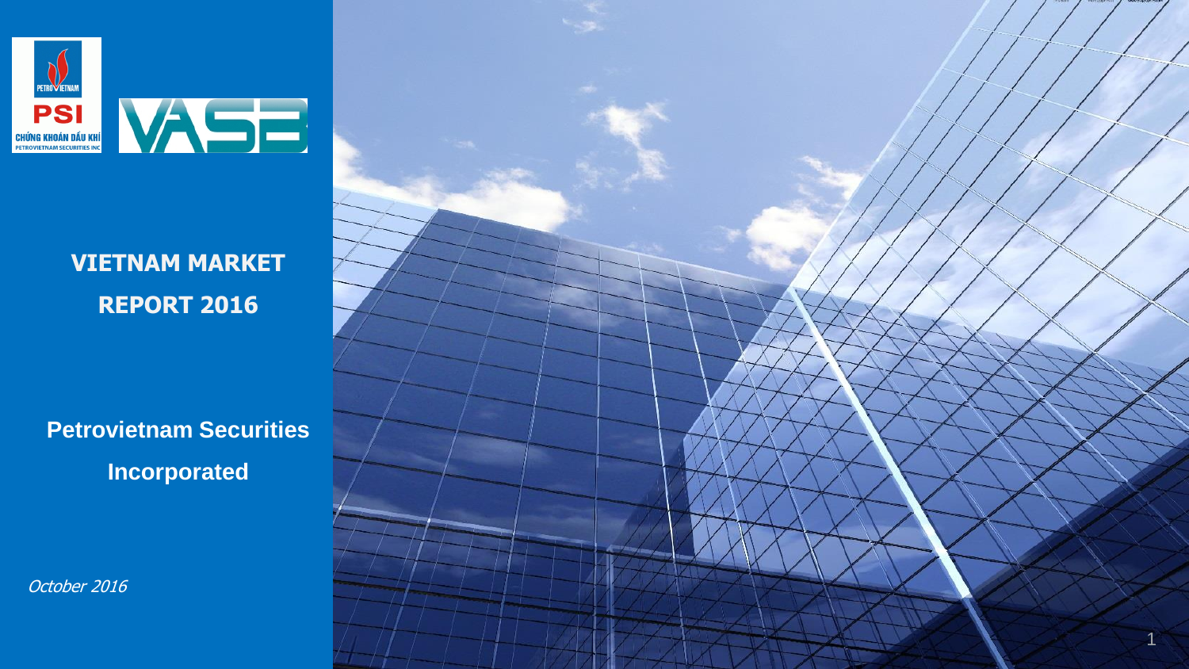PETROVIETNAM

PSI

CHỨNG KHOÁN DẦU KHÍ

PETROVIETNAM SECURITIES INC

VASB

# VIETNAM MARKET REPORT 2016

**Petrovietnam Securities Incorporated**

*October 2016*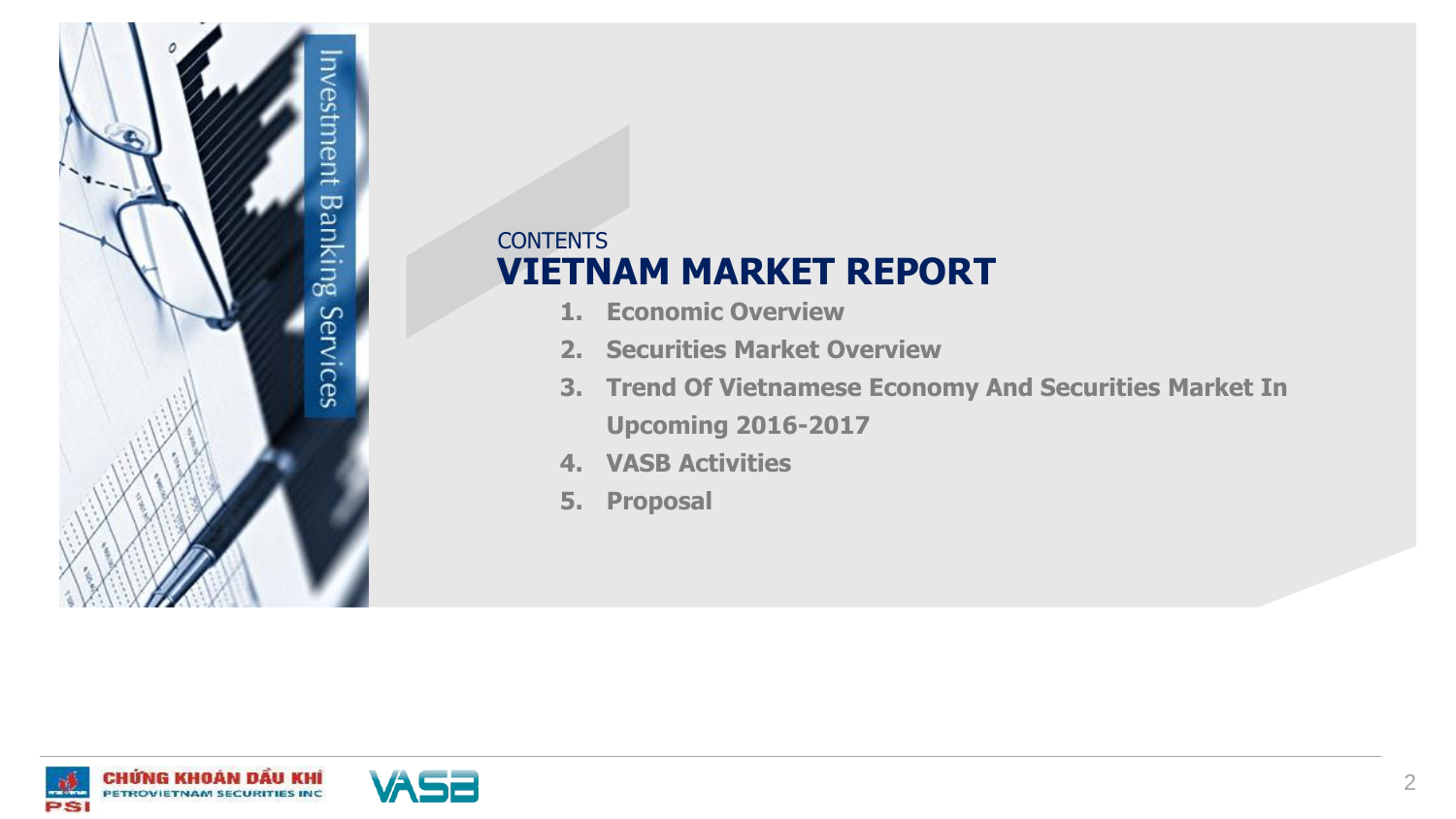Investment Banking Services

CONTENTS

# VIETNAM MARKET REPORT

1. **Economic Overview**
2. **Securities Market Overview**
3. **Trend Of Vietnamese Economy And Securities Market In Upcoming 2016-2017**
4. **VASB Activities**
5. **Proposal**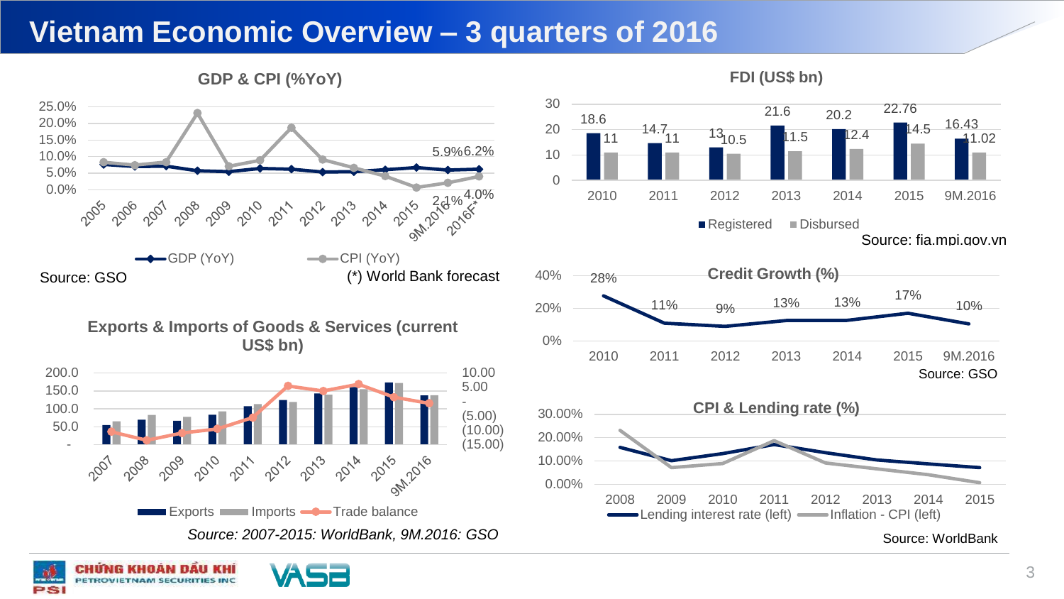# Vietnam Economic Overview – 3 quarters of 2016

## GDP & CPI (%YoY)

Values labelled: 5.9%, 6.2% (GDP: 9M.2016, 2016F*); 2.1%, 4.0% (CPI: 9M.2016, 2016F*)

GDP (YoY) — CPI (YoY)

Source: GSO

(*) World Bank forecast

## Exports & Imports of Goods & Services (current US$ bn)

Exports — Imports — Trade balance

*Source: 2007-2015: WorldBank, 9M.2016: GSO*

## FDI (US$ bn)

| | 2010 | 2011 | 2012 | 2013 | 2014 | 2015 | 9M.2016 |
|---|---|---|---|---|---|---|---|
| Registered | 18.6 | 14.7 | 13 | 21.6 | 20.2 | 22.76 | 16.43 |
| Disbursed | 11 | 11 | 10.5 | 11.5 | 12.4 | 14.5 | 11.02 |

Source: fia.mpi.gov.vn

## Credit Growth (%)

| 2010 | 2011 | 2012 | 2013 | 2014 | 2015 | 9M.2016 |
|---|---|---|---|---|---|---|
| 28% | 11% | 9% | 13% | 13% | 17% | 10% |

Source: GSO

## CPI & Lending rate (%)

Lending interest rate (left) — Inflation - CPI (left)

Source: WorldBank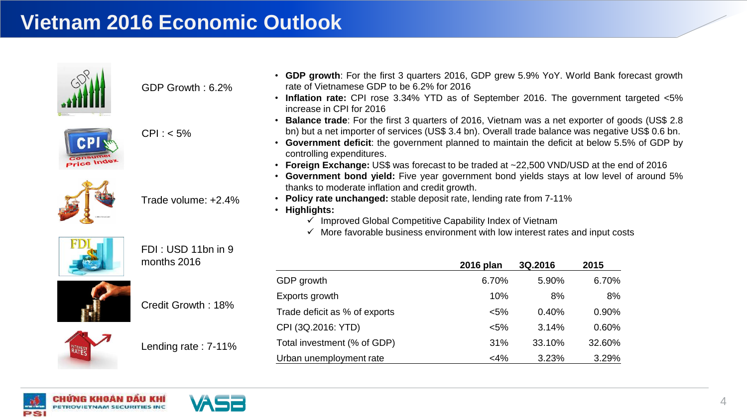# Vietnam 2016 Economic Outlook

GDP Growth : 6.2%

CPI : < 5%

Trade volume: +2.4%

FDI : USD 11bn in 9 months 2016

Credit Growth : 18%

Lending rate : 7-11%

- **GDP growth**: For the first 3 quarters 2016, GDP grew 5.9% YoY. World Bank forecast growth rate of Vietnamese GDP to be 6.2% for 2016
- **Inflation rate:** CPI rose 3.34% YTD as of September 2016. The government targeted <5% increase in CPI for 2016
- **Balance trade**: For the first 3 quarters of 2016, Vietnam was a net exporter of goods (US$ 2.8 bn) but a net importer of services (US$ 3.4 bn). Overall trade balance was negative US$ 0.6 bn.
- **Government deficit**: the government planned to maintain the deficit at below 5.5% of GDP by controlling expenditures.
- **Foreign Exchange:** US$ was forecast to be traded at ~22,500 VND/USD at the end of 2016
- **Government bond yield:** Five year government bond yields stays at low level of around 5% thanks to moderate inflation and credit growth.
- **Policy rate unchanged:** stable deposit rate, lending rate from 7-11%
- **Highlights:**
  - ✓ Improved Global Competitive Capability Index of Vietnam
  - ✓ More favorable business environment with low interest rates and input costs

| | 2016 plan | 3Q.2016 | 2015 |
|---|---|---|---|
| GDP growth | 6.70% | 5.90% | 6.70% |
| Exports growth | 10% | 8% | 8% |
| Trade deficit as % of exports | <5% | 0.40% | 0.90% |
| CPI (3Q.2016: YTD) | <5% | 3.14% | 0.60% |
| Total investment (% of GDP) | 31% | 33.10% | 32.60% |
| Urban unemployment rate | <4% | 3.23% | 3.29% |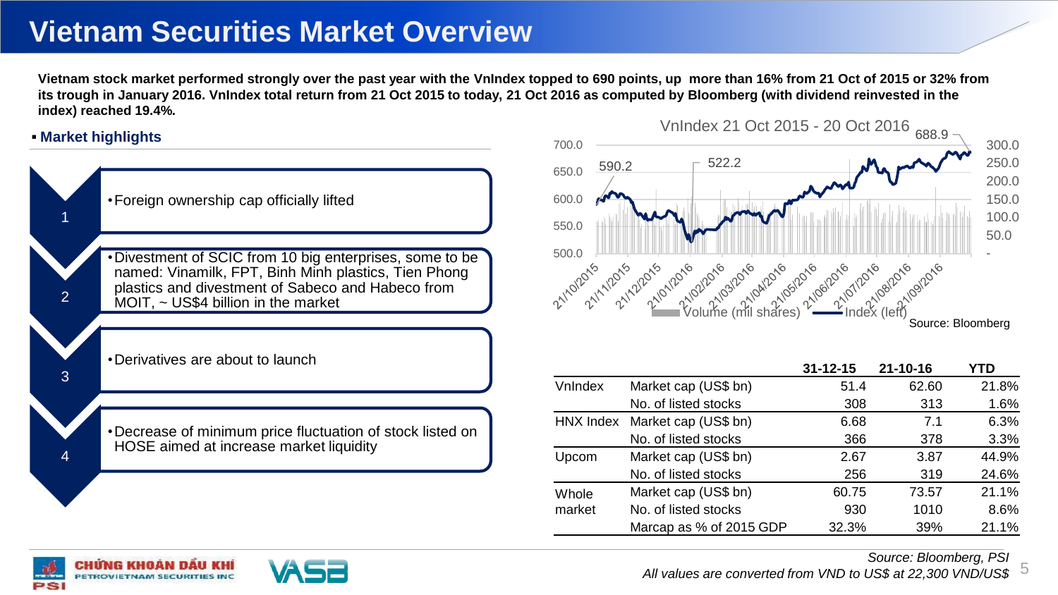# Vietnam Securities Market Overview

**Vietnam stock market performed strongly over the past year with the VnIndex topped to 690 points, up more than 16% from 21 Oct of 2015 or 32% from its trough in January 2016. VnIndex total return from 21 Oct 2015 to today, 21 Oct 2016 as computed by Bloomberg (with dividend reinvested in the index) reached 19.4%.**

## Market highlights

1. Foreign ownership cap officially lifted
2. Divestment of SCIC from 10 big enterprises, some to be named: Vinamilk, FPT, Binh Minh plastics, Tien Phong plastics and divestment of Sabeco and Habeco from MOIT, ~ US$4 billion in the market
3. Derivatives are about to launch
4. Decrease of minimum price fluctuation of stock listed on HOSE aimed at increase market liquidity

VnIndex 21 Oct 2015 - 20 Oct 2016

Source: Bloomberg

| | | 31-12-15 | 21-10-16 | YTD |
|---|---|---|---|---|
| VnIndex | Market cap (US$ bn) | 51.4 | 62.60 | 21.8% |
| | No. of listed stocks | 308 | 313 | 1.6% |
| HNX Index | Market cap (US$ bn) | 6.68 | 7.1 | 6.3% |
| | No. of listed stocks | 366 | 378 | 3.3% |
| Upcom | Market cap (US$ bn) | 2.67 | 3.87 | 44.9% |
| | No. of listed stocks | 256 | 319 | 24.6% |
| Whole market | Market cap (US$ bn) | 60.75 | 73.57 | 21.1% |
| | No. of listed stocks | 930 | 1010 | 8.6% |
| | Marcap as % of 2015 GDP | 32.3% | 39% | 21.1% |

*Source: Bloomberg, PSI*

*All values are converted from VND to US$ at 22,300 VND/US$*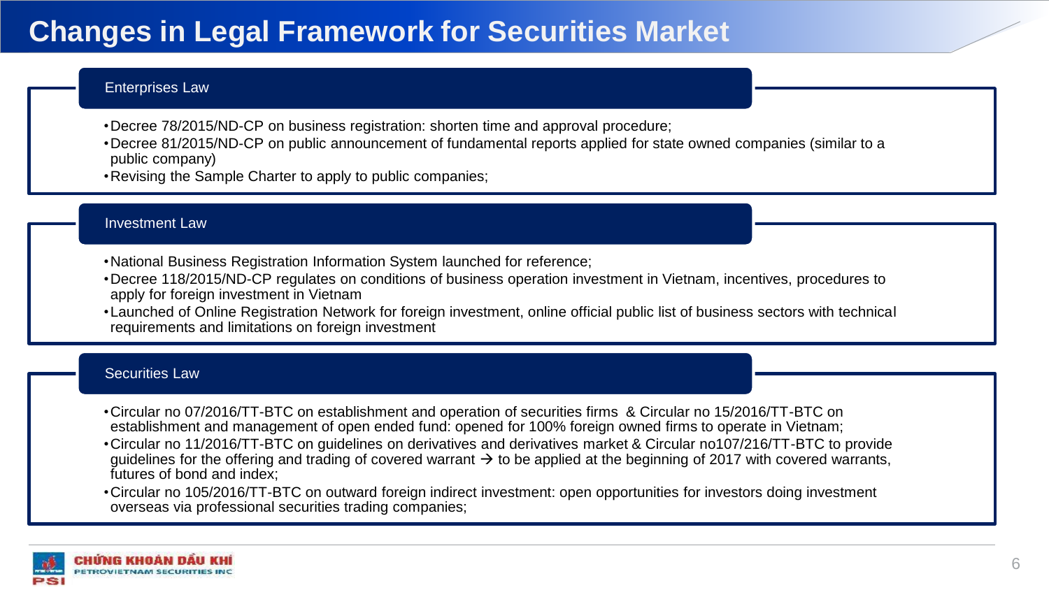# Changes in Legal Framework for Securities Market

## Enterprises Law

- Decree 78/2015/ND-CP on business registration: shorten time and approval procedure;
- Decree 81/2015/ND-CP on public announcement of fundamental reports applied for state owned companies (similar to a public company)
- Revising the Sample Charter to apply to public companies;

## Investment Law

- National Business Registration Information System launched for reference;
- Decree 118/2015/ND-CP regulates on conditions of business operation investment in Vietnam, incentives, procedures to apply for foreign investment in Vietnam
- Launched of Online Registration Network for foreign investment, online official public list of business sectors with technical requirements and limitations on foreign investment

## Securities Law

- Circular no 07/2016/TT-BTC on establishment and operation of securities firms & Circular no 15/2016/TT-BTC on establishment and management of open ended fund: opened for 100% foreign owned firms to operate in Vietnam;
- Circular no 11/2016/TT-BTC on guidelines on derivatives and derivatives market & Circular no107/216/TT-BTC to provide guidelines for the offering and trading of covered warrant → to be applied at the beginning of 2017 with covered warrants, futures of bond and index;
- Circular no 105/2016/TT-BTC on outward foreign indirect investment: open opportunities for investors doing investment overseas via professional securities trading companies;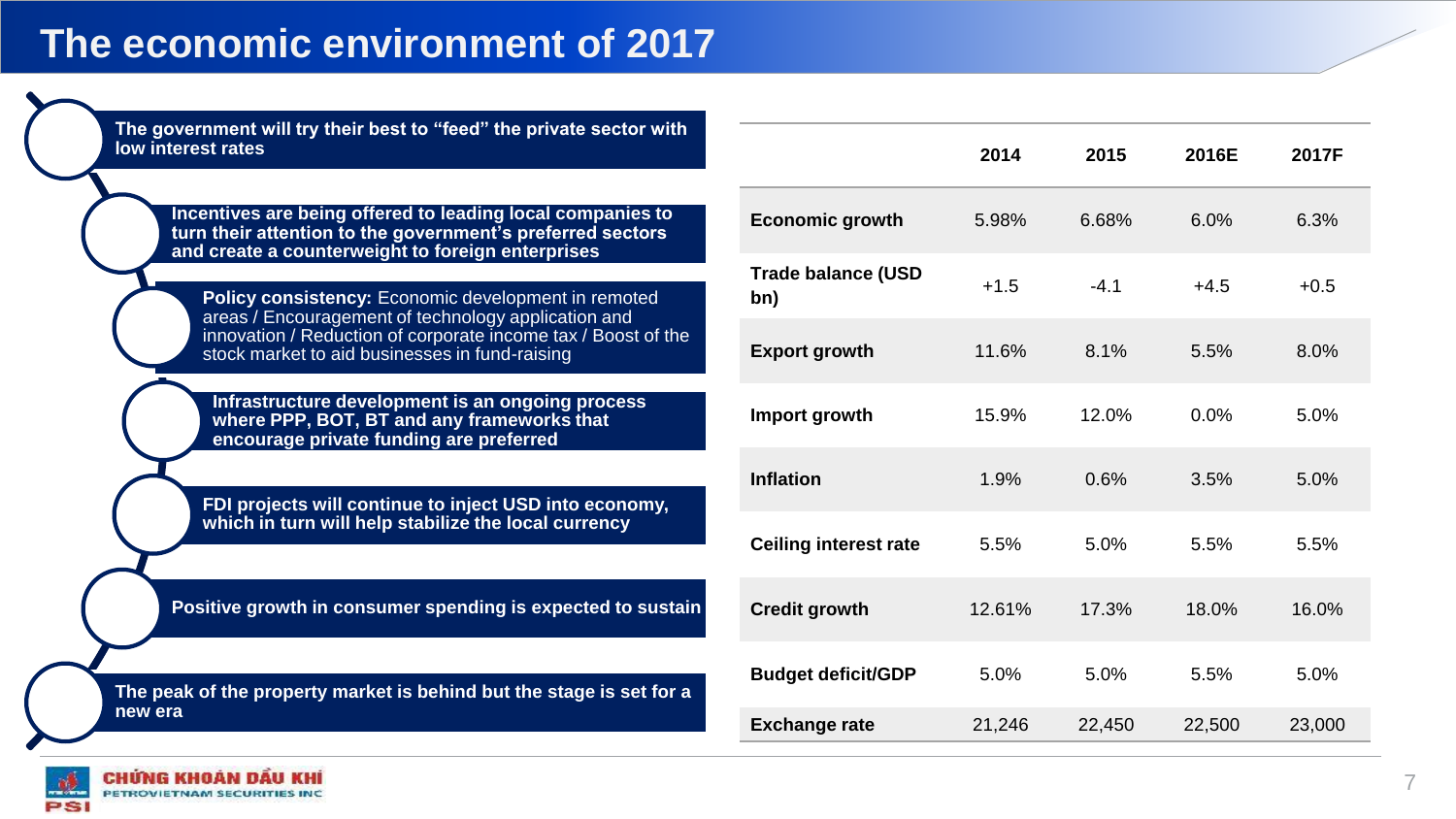# The economic environment of 2017

- **The government will try their best to "feed" the private sector with low interest rates**
- **Incentives are being offered to leading local companies to turn their attention to the government's preferred sectors and create a counterweight to foreign enterprises**
- **Policy consistency:** Economic development in remoted areas / Encouragement of technology application and innovation / Reduction of corporate income tax / Boost of the stock market to aid businesses in fund-raising
- **Infrastructure development is an ongoing process where PPP, BOT, BT and any frameworks that encourage private funding are preferred**
- **FDI projects will continue to inject USD into economy, which in turn will help stabilize the local currency**
- **Positive growth in consumer spending is expected to sustain**
- **The peak of the property market is behind but the stage is set for a new era**

| | 2014 | 2015 | 2016E | 2017F |
|---|---|---|---|---|
| **Economic growth** | 5.98% | 6.68% | 6.0% | 6.3% |
| **Trade balance (USD bn)** | +1.5 | -4.1 | +4.5 | +0.5 |
| **Export growth** | 11.6% | 8.1% | 5.5% | 8.0% |
| **Import growth** | 15.9% | 12.0% | 0.0% | 5.0% |
| **Inflation** | 1.9% | 0.6% | 3.5% | 5.0% |
| **Ceiling interest rate** | 5.5% | 5.0% | 5.5% | 5.5% |
| **Credit growth** | 12.61% | 17.3% | 18.0% | 16.0% |
| **Budget deficit/GDP** | 5.0% | 5.0% | 5.5% | 5.0% |
| **Exchange rate** | 21,246 | 22,450 | 22,500 | 23,000 |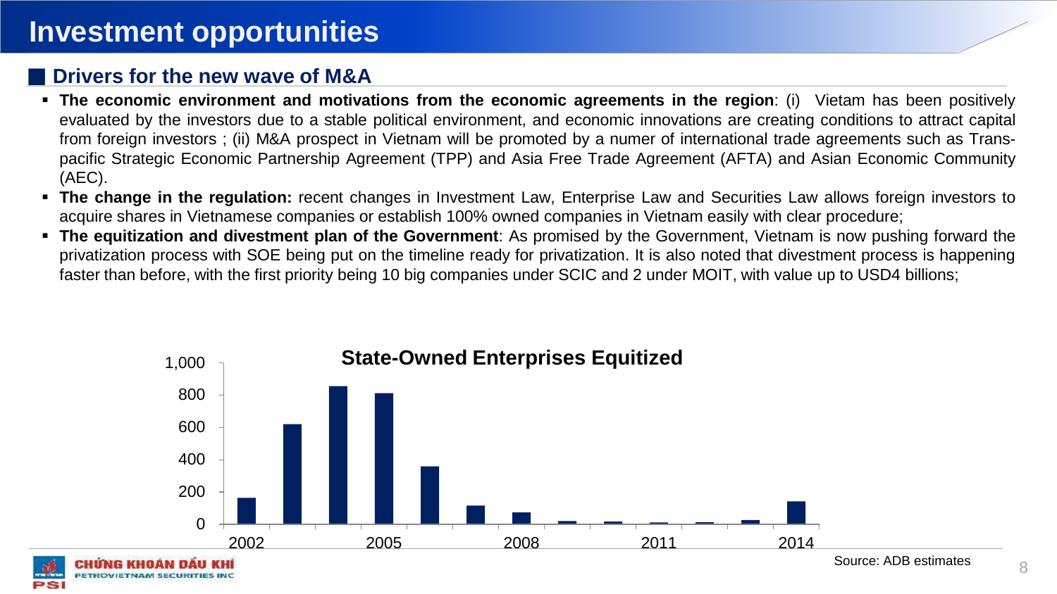# Investment opportunities

## Drivers for the new wave of M&A

- **The economic environment and motivations from the economic agreements in the region**: (i) Vietam has been positively evaluated by the investors due to a stable political environment, and economic innovations are creating conditions to attract capital from foreign investors ; (ii) M&A prospect in Vietnam will be promoted by a numer of international trade agreements such as Trans-pacific Strategic Economic Partnership Agreement (TPP) and Asia Free Trade Agreement (AFTA) and Asian Economic Community (AEC).
- **The change in the regulation:** recent changes in Investment Law, Enterprise Law and Securities Law allows foreign investors to acquire shares in Vietnamese companies or establish 100% owned companies in Vietnam easily with clear procedure;
- **The equitization and divestment plan of the Government**: As promised by the Government, Vietnam is now pushing forward the privatization process with SOE being put on the timeline ready for privatization. It is also noted that divestment process is happening faster than before, with the first priority being 10 big companies under SCIC and 2 under MOIT, with value up to USD4 billions;

**State-Owned Enterprises Equitized**

1,000 / 800 / 600 / 400 / 200 / 0

2002 2005 2008 2011 2014

Source: ADB estimates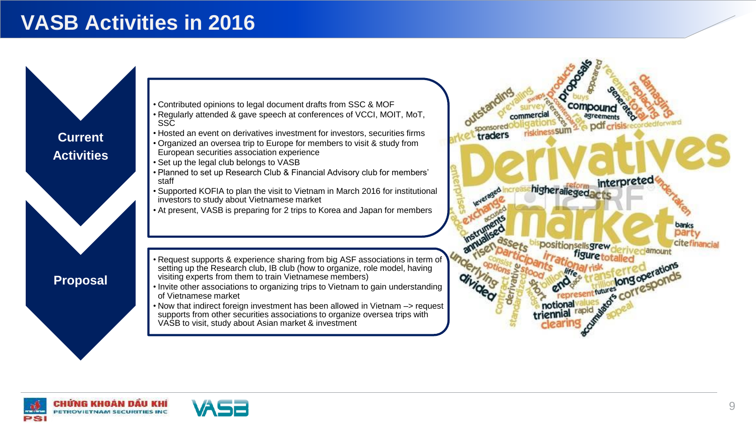# VASB Activities in 2016

## Current Activities

- Contributed opinions to legal document drafts from SSC & MOF
- Regularly attended & gave speech at conferences of VCCI, MOIT, MoT, SSC
- Hosted an event on derivatives investment for investors, securities firms
- Organized an oversea trip to Europe for members to visit & study from European securities association experience
- Set up the legal club belongs to VASB
- Planned to set up Research Club & Financial Advisory club for members' staff
- Supported KOFIA to plan the visit to Vietnam in March 2016 for institutional investors to study about Vietnamese market
- At present, VASB is preparing for 2 trips to Korea and Japan for members

## Proposal

- Request supports & experience sharing from big ASF associations in term of setting up the Research club, IB club (how to organize, role model, having visiting experts from them to train Vietnamese members)
- Invite other associations to organizing trips to Vietnam to gain understanding of Vietnamese market
- Now that indirect foreign investment has been allowed in Vietnam –> request supports from other securities associations to organize oversea trips with VASB to visit, study about Asian market & investment